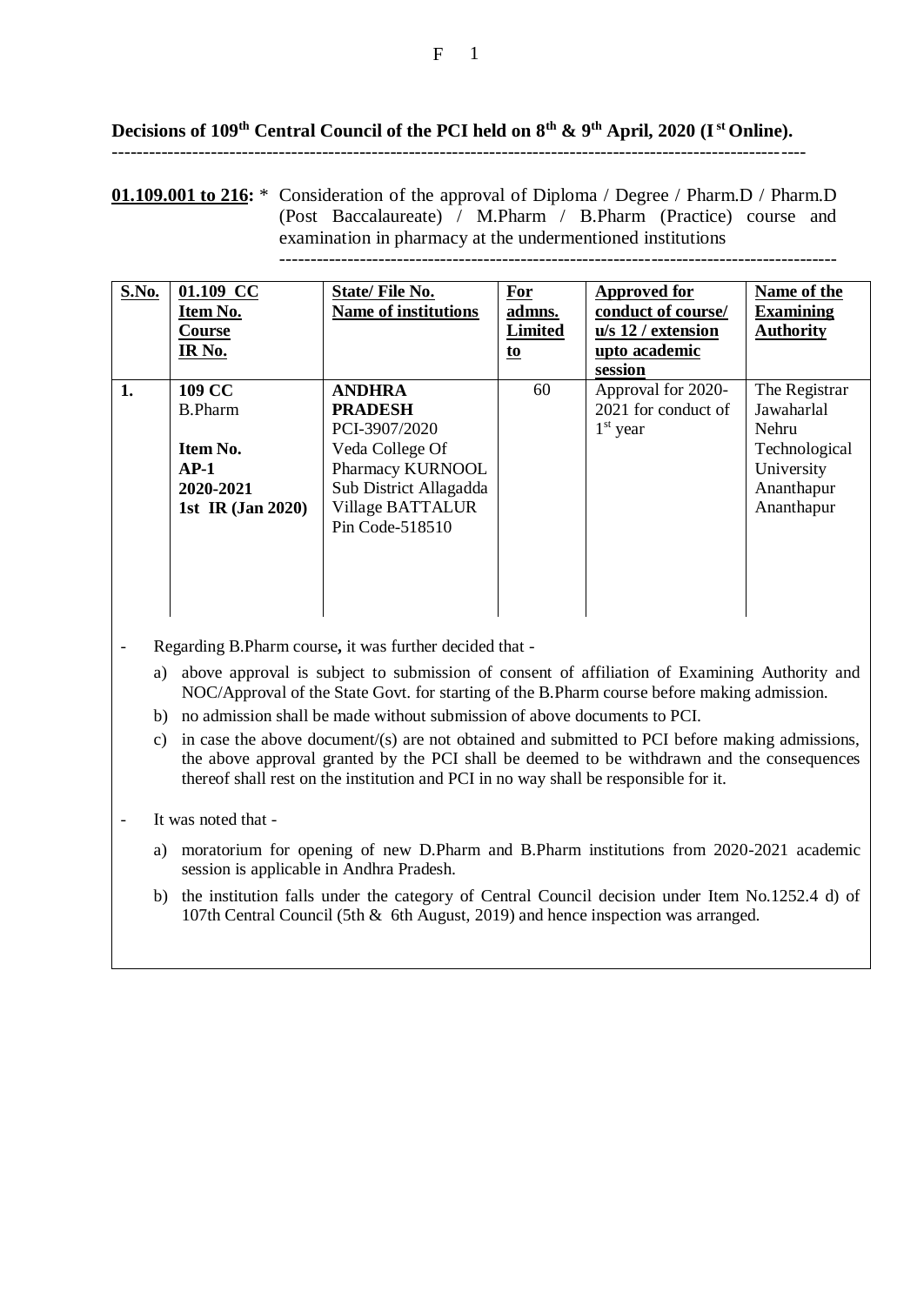**Decisions of 109th Central Council of the PCI held on 8th & 9th April, 2020 (I st Online).**

---

**01.109.001 to 216:** * Consideration of the approval of Diploma / Degree / Pharm.D / Pharm.D (Post Baccalaureate) / M.Pharm / B.Pharm (Practice) course and examination in pharmacy at the undermentioned institutions

---

| S.No. | 01.109 CC Item No. Course IR No. | State/ File No. Name of institutions | For admns. Limited to | Approved for conduct of course/ u/s 12 / extension upto academic session | Name of the Examining Authority |
|---|---|---|---|---|---|
| **1.** | **109 CC** B.Pharm **Item No. AP-1 2020-2021 1st IR (Jan 2020)** | **ANDHRA PRADESH** PCI-3907/2020 Veda College Of Pharmacy KURNOOL Sub District Allagadda Village BATTALUR Pin Code-518510 | 60 | Approval for 2020-2021 for conduct of 1st year | The Registrar Jawaharlal Nehru Technological University Ananthapur Ananthapur |

- Regarding B.Pharm course**,** it was further decided that -
  a) above approval is subject to submission of consent of affiliation of Examining Authority and NOC/Approval of the State Govt. for starting of the B.Pharm course before making admission.
  b) no admission shall be made without submission of above documents to PCI.
  c) in case the above document/(s) are not obtained and submitted to PCI before making admissions, the above approval granted by the PCI shall be deemed to be withdrawn and the consequences thereof shall rest on the institution and PCI in no way shall be responsible for it.

- It was noted that -
  a) moratorium for opening of new D.Pharm and B.Pharm institutions from 2020-2021 academic session is applicable in Andhra Pradesh.
  b) the institution falls under the category of Central Council decision under Item No.1252.4 d) of 107th Central Council (5th & 6th August, 2019) and hence inspection was arranged.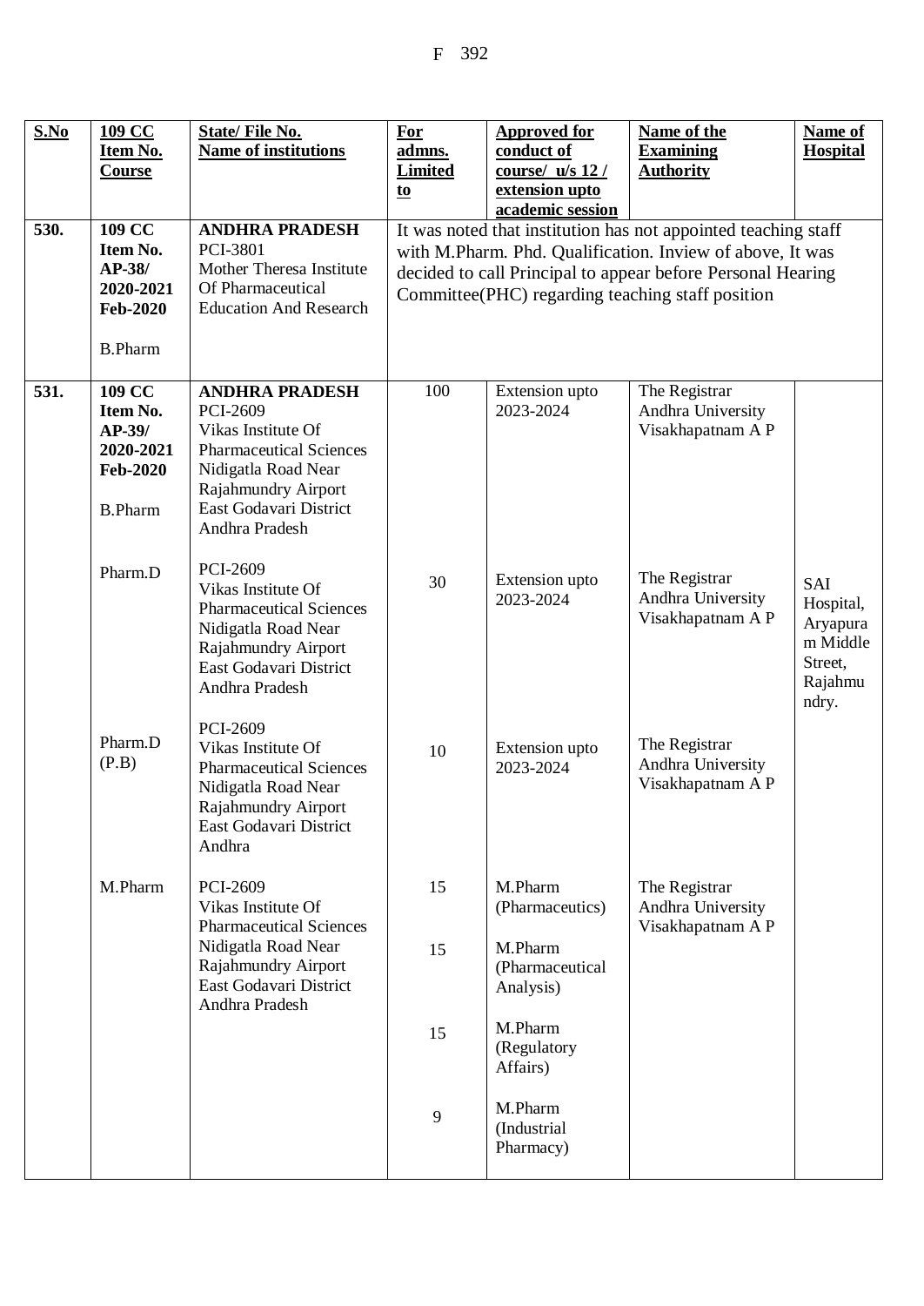| S.No | 109 CC Item No. Course | State/ File No. Name of institutions | For admns. Limited to | Approved for conduct of course/ u/s 12 / extension upto academic session | Name of the Examining Authority | Name of Hospital |
|---|---|---|---|---|---|---|
| 530. | **109 CC Item No. AP-38/ 2020-2021 Feb-2020** B.Pharm | **ANDHRA PRADESH** PCI-3801 Mother Theresa Institute Of Pharmaceutical Education And Research | It was noted that institution has not appointed teaching staff with M.Pharm. Phd. Qualification. Inview of above, It was decided to call Principal to appear before Personal Hearing Committee(PHC) regarding teaching staff position | | | |
| 531. | **109 CC Item No. AP-39/ 2020-2021 Feb-2020** B.Pharm | **ANDHRA PRADESH** PCI-2609 Vikas Institute Of Pharmaceutical Sciences Nidigatla Road Near Rajahmundry Airport East Godavari District Andhra Pradesh | 100 | Extension upto 2023-2024 | The Registrar Andhra University Visakhapatnam A P | |
| | Pharm.D | PCI-2609 Vikas Institute Of Pharmaceutical Sciences Nidigatla Road Near Rajahmundry Airport East Godavari District Andhra Pradesh | 30 | Extension upto 2023-2024 | The Registrar Andhra University Visakhapatnam A P | SAI Hospital, Aryapuram Middle Street, Rajahmundry. |
| | Pharm.D (P.B) | PCI-2609 Vikas Institute Of Pharmaceutical Sciences Nidigatla Road Near Rajahmundry Airport East Godavari District Andhra | 10 | Extension upto 2023-2024 | The Registrar Andhra University Visakhapatnam A P | |
| | M.Pharm | PCI-2609 Vikas Institute Of Pharmaceutical Sciences Nidigatla Road Near Rajahmundry Airport East Godavari District Andhra Pradesh | 15<br>15<br>15<br>9 | M.Pharm (Pharmaceutics)<br>M.Pharm (Pharmaceutical Analysis)<br>M.Pharm (Regulatory Affairs)<br>M.Pharm (Industrial Pharmacy) | The Registrar Andhra University Visakhapatnam A P | |